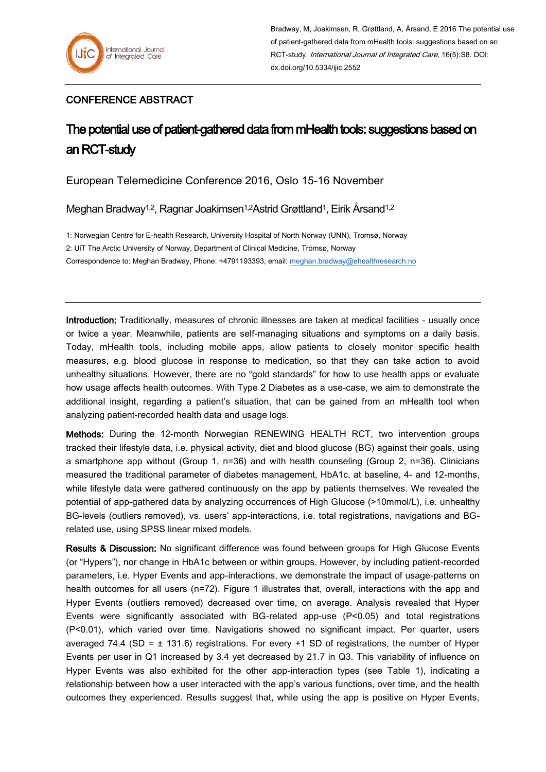Bradway, M, Joakimsen, R, Grøttland, A, Årsand, E 2016 The potential use of patient-gathered data from mHealth tools: suggestions based on an RCT-study. *International Journal of Integrated Care*, 16(5):S8. DOI: dx.doi.org/10.5334/ijic.2552

CONFERENCE ABSTRACT

# The potential use of patient-gathered data from mHealth tools: suggestions based on an RCT-study

European Telemedicine Conference 2016, Oslo 15-16 November

Meghan Bradway[1,2], Ragnar Joakimsen[1,2] Astrid Grøttland[1], Eirik Årsand[1,2]

1: Norwegian Centre for E-health Research, University Hospital of North Norway (UNN), Tromsø, Norway

2: UiT The Arctic University of Norway, Department of Clinical Medicine, Tromsø, Norway

Correspondence to: Meghan Bradway, Phone: +4791193393, email: meghan.bradway@ehealthresearch.no

---

**Introduction:** Traditionally, measures of chronic illnesses are taken at medical facilities - usually once or twice a year. Meanwhile, patients are self-managing situations and symptoms on a daily basis. Today, mHealth tools, including mobile apps, allow patients to closely monitor specific health measures, e.g. blood glucose in response to medication, so that they can take action to avoid unhealthy situations. However, there are no "gold standards" for how to use health apps or evaluate how usage affects health outcomes. With Type 2 Diabetes as a use-case, we aim to demonstrate the additional insight, regarding a patient's situation, that can be gained from an mHealth tool when analyzing patient-recorded health data and usage logs.

**Methods:** During the 12-month Norwegian RENEWING HEALTH RCT, two intervention groups tracked their lifestyle data, i.e. physical activity, diet and blood glucose (BG) against their goals, using a smartphone app without (Group 1, n=36) and with health counseling (Group 2, n=36). Clinicians measured the traditional parameter of diabetes management, HbA1c, at baseline, 4- and 12-months, while lifestyle data were gathered continuously on the app by patients themselves. We revealed the potential of app-gathered data by analyzing occurrences of High Glucose (>10mmol/L), i.e. unhealthy BG-levels (outliers removed), vs. users' app-interactions, i.e. total registrations, navigations and BG-related use, using SPSS linear mixed models.

**Results & Discussion:** No significant difference was found between groups for High Glucose Events (or "Hypers"), nor change in HbA1c between or within groups. However, by including patient-recorded parameters, i.e. Hyper Events and app-interactions, we demonstrate the impact of usage-patterns on health outcomes for all users (n=72). Figure 1 illustrates that, overall, interactions with the app and Hyper Events (outliers removed) decreased over time, on average. Analysis revealed that Hyper Events were significantly associated with BG-related app-use ($P<0.05$) and total registrations ($P<0.01$), which varied over time. Navigations showed no significant impact. Per quarter, users averaged 74.4 (SD = ± 131.6) registrations. For every +1 SD of registrations, the number of Hyper Events per user in Q1 increased by 3.4 yet decreased by 21.7 in Q3. This variability of influence on Hyper Events was also exhibited for the other app-interaction types (see Table 1), indicating a relationship between how a user interacted with the app's various functions, over time, and the health outcomes they experienced. Results suggest that, while using the app is positive on Hyper Events,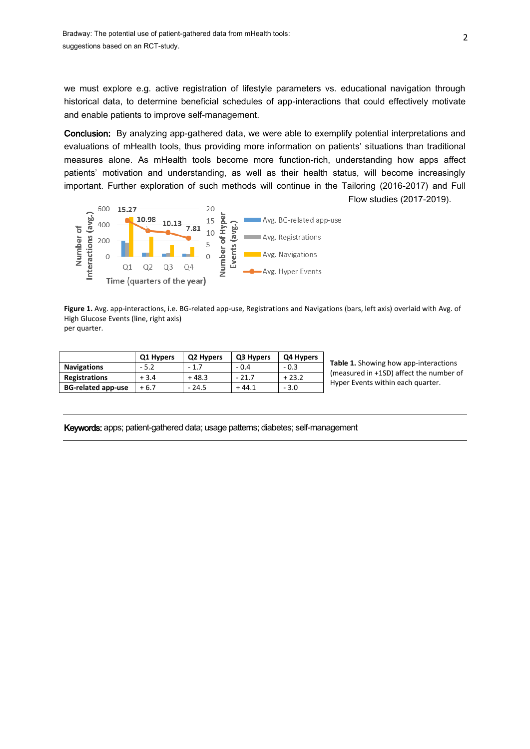we must explore e.g. active registration of lifestyle parameters vs. educational navigation through historical data, to determine beneficial schedules of app-interactions that could effectively motivate and enable patients to improve self-management.

**Conclusion:** By analyzing app-gathered data, we were able to exemplify potential interpretations and evaluations of mHealth tools, thus providing more information on patients' situations than traditional measures alone. As mHealth tools become more function-rich, understanding how apps affect patients' motivation and understanding, as well as their health status, will become increasingly important. Further exploration of such methods will continue in the Tailoring (2016-2017) and Full Flow studies (2017-2019).

600
400
200
0
Number of Interactions (avg.)
15.27
10.98
10.13
7.81
Q1
Q2
Q3
Q4
Time (quarters of the year)
20
15
10
5
0
Number of Hyper Events (avg.)
Avg. BG-related app-use
Avg. Registrations
Avg. Navigations
Avg. Hyper Events

**Figure 1.** Avg. app-interactions, i.e. BG-related app-use, Registrations and Navigations (bars, left axis) overlaid with Avg. of High Glucose Events (line, right axis) per quarter.

| | Q1 Hypers | Q2 Hypers | Q3 Hypers | Q4 Hypers |
|---|---|---|---|---|
| **Navigations** | - 5.2 | - 1.7 | - 0.4 | - 0.3 |
| **Registrations** | + 3.4 | + 48.3 | - 21.7 | + 23.2 |
| **BG-related app-use** | + 6.7 | - 24.5 | + 44.1 | - 3.0 |

**Table 1.** Showing how app-interactions (measured in +1SD) affect the number of Hyper Events within each quarter.

**Keywords:** apps; patient-gathered data; usage patterns; diabetes; self-management